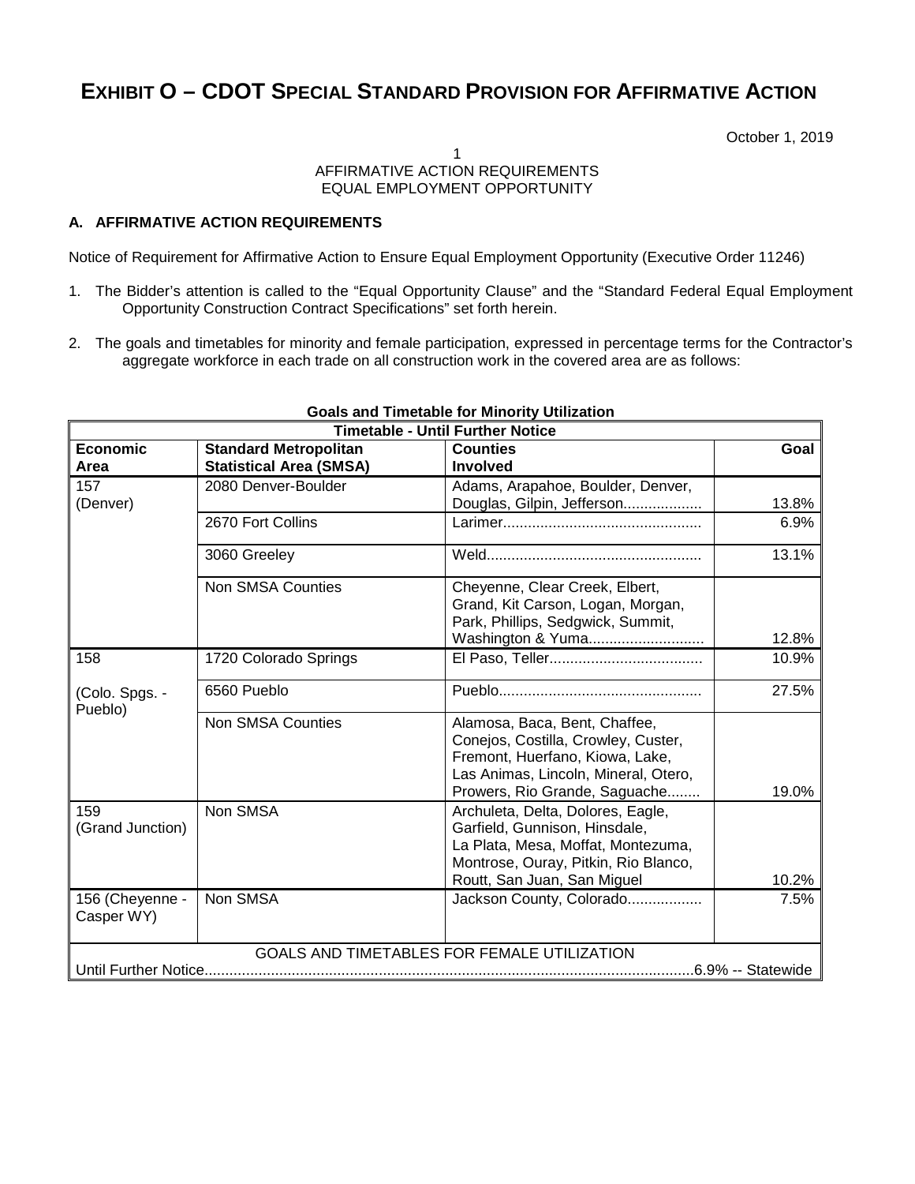# EXHIBIT O – CDOT SPECIAL STANDARD PROVISION FOR AFFIRMATIVE ACTION

October 1, 2019

1
AFFIRMATIVE ACTION REQUIREMENTS
EQUAL EMPLOYMENT OPPORTUNITY

## A. AFFIRMATIVE ACTION REQUIREMENTS

Notice of Requirement for Affirmative Action to Ensure Equal Employment Opportunity (Executive Order 11246)

1. The Bidder's attention is called to the "Equal Opportunity Clause" and the "Standard Federal Equal Employment Opportunity Construction Contract Specifications" set forth herein.

2. The goals and timetables for minority and female participation, expressed in percentage terms for the Contractor's aggregate workforce in each trade on all construction work in the covered area are as follows:

**Goals and Timetable for Minority Utilization**

| **Timetable - Until Further Notice** | | | |
|---|---|---|---|
| **Economic Area** | **Standard Metropolitan Statistical Area (SMSA)** | **Counties Involved** | **Goal** |
| 157 (Denver) | 2080 Denver-Boulder | Adams, Arapahoe, Boulder, Denver, Douglas, Gilpin, Jefferson.................. | 13.8% |
| | 2670 Fort Collins | Larimer................................................ | 6.9% |
| | 3060 Greeley | Weld................................................... | 13.1% |
| | Non SMSA Counties | Cheyenne, Clear Creek, Elbert, Grand, Kit Carson, Logan, Morgan, Park, Phillips, Sedgwick, Summit, Washington & Yuma........................... | 12.8% |
| 158 (Colo. Spgs. - Pueblo) | 1720 Colorado Springs | El Paso, Teller.................................... | 10.9% |
| | 6560 Pueblo | Pueblo................................................ | 27.5% |
| | Non SMSA Counties | Alamosa, Baca, Bent, Chaffee, Conejos, Costilla, Crowley, Custer, Fremont, Huerfano, Kiowa, Lake, Las Animas, Lincoln, Mineral, Otero, Prowers, Rio Grande, Saguache........ | 19.0% |
| 159 (Grand Junction) | Non SMSA | Archuleta, Delta, Dolores, Eagle, Garfield, Gunnison, Hinsdale, La Plata, Mesa, Moffat, Montezuma, Montrose, Ouray, Pitkin, Rio Blanco, Routt, San Juan, San Miguel | 10.2% |
| 156 (Cheyenne - Casper WY) | Non SMSA | Jackson County, Colorado................. | 7.5% |
| GOALS AND TIMETABLES FOR FEMALE UTILIZATION | | | |
| Until Further Notice.................................................................................................................... | | | 6.9% -- Statewide |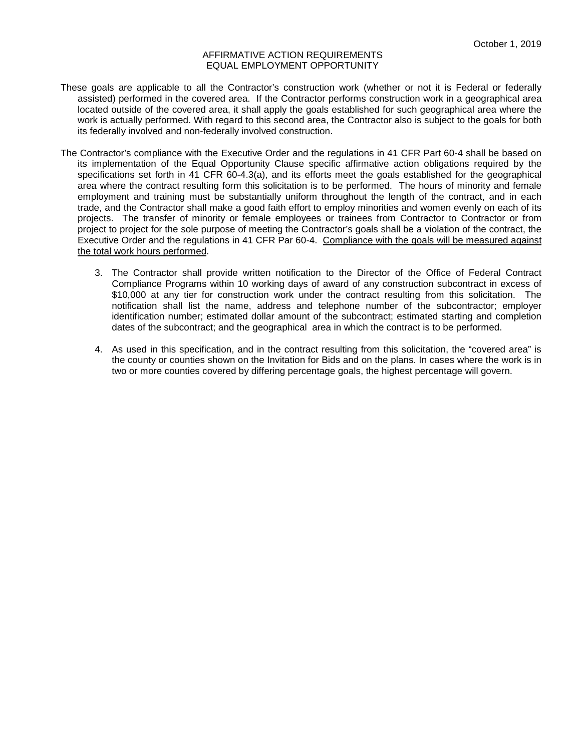AFFIRMATIVE ACTION REQUIREMENTS
EQUAL EMPLOYMENT OPPORTUNITY

These goals are applicable to all the Contractor's construction work (whether or not it is Federal or federally assisted) performed in the covered area. If the Contractor performs construction work in a geographical area located outside of the covered area, it shall apply the goals established for such geographical area where the work is actually performed. With regard to this second area, the Contractor also is subject to the goals for both its federally involved and non-federally involved construction.

The Contractor's compliance with the Executive Order and the regulations in 41 CFR Part 60-4 shall be based on its implementation of the Equal Opportunity Clause specific affirmative action obligations required by the specifications set forth in 41 CFR 60-4.3(a), and its efforts meet the goals established for the geographical area where the contract resulting form this solicitation is to be performed. The hours of minority and female employment and training must be substantially uniform throughout the length of the contract, and in each trade, and the Contractor shall make a good faith effort to employ minorities and women evenly on each of its projects. The transfer of minority or female employees or trainees from Contractor to Contractor or from project to project for the sole purpose of meeting the Contractor's goals shall be a violation of the contract, the Executive Order and the regulations in 41 CFR Par 60-4. <u>Compliance with the goals will be measured against the total work hours performed</u>.

3. The Contractor shall provide written notification to the Director of the Office of Federal Contract Compliance Programs within 10 working days of award of any construction subcontract in excess of $10,000 at any tier for construction work under the contract resulting from this solicitation. The notification shall list the name, address and telephone number of the subcontractor; employer identification number; estimated dollar amount of the subcontract; estimated starting and completion dates of the subcontract; and the geographical area in which the contract is to be performed.

4. As used in this specification, and in the contract resulting from this solicitation, the "covered area" is the county or counties shown on the Invitation for Bids and on the plans. In cases where the work is in two or more counties covered by differing percentage goals, the highest percentage will govern.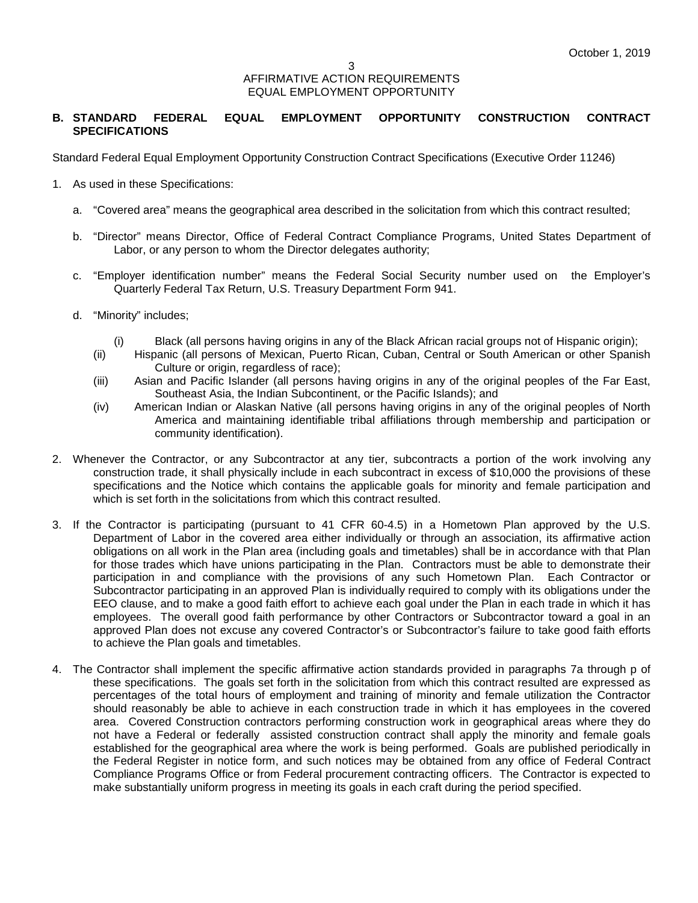AFFIRMATIVE ACTION REQUIREMENTS
EQUAL EMPLOYMENT OPPORTUNITY

## B. STANDARD FEDERAL EQUAL EMPLOYMENT OPPORTUNITY CONSTRUCTION CONTRACT SPECIFICATIONS

Standard Federal Equal Employment Opportunity Construction Contract Specifications (Executive Order 11246)

1. As used in these Specifications:

   a. "Covered area" means the geographical area described in the solicitation from which this contract resulted;

   b. "Director" means Director, Office of Federal Contract Compliance Programs, United States Department of Labor, or any person to whom the Director delegates authority;

   c. "Employer identification number" means the Federal Social Security number used on the Employer's Quarterly Federal Tax Return, U.S. Treasury Department Form 941.

   d. "Minority" includes;

      (i) Black (all persons having origins in any of the Black African racial groups not of Hispanic origin);
      (ii) Hispanic (all persons of Mexican, Puerto Rican, Cuban, Central or South American or other Spanish Culture or origin, regardless of race);
      (iii) Asian and Pacific Islander (all persons having origins in any of the original peoples of the Far East, Southeast Asia, the Indian Subcontinent, or the Pacific Islands); and
      (iv) American Indian or Alaskan Native (all persons having origins in any of the original peoples of North America and maintaining identifiable tribal affiliations through membership and participation or community identification).

2. Whenever the Contractor, or any Subcontractor at any tier, subcontracts a portion of the work involving any construction trade, it shall physically include in each subcontract in excess of $10,000 the provisions of these specifications and the Notice which contains the applicable goals for minority and female participation and which is set forth in the solicitations from which this contract resulted.

3. If the Contractor is participating (pursuant to 41 CFR 60-4.5) in a Hometown Plan approved by the U.S. Department of Labor in the covered area either individually or through an association, its affirmative action obligations on all work in the Plan area (including goals and timetables) shall be in accordance with that Plan for those trades which have unions participating in the Plan. Contractors must be able to demonstrate their participation in and compliance with the provisions of any such Hometown Plan. Each Contractor or Subcontractor participating in an approved Plan is individually required to comply with its obligations under the EEO clause, and to make a good faith effort to achieve each goal under the Plan in each trade in which it has employees. The overall good faith performance by other Contractors or Subcontractor toward a goal in an approved Plan does not excuse any covered Contractor's or Subcontractor's failure to take good faith efforts to achieve the Plan goals and timetables.

4. The Contractor shall implement the specific affirmative action standards provided in paragraphs 7a through p of these specifications. The goals set forth in the solicitation from which this contract resulted are expressed as percentages of the total hours of employment and training of minority and female utilization the Contractor should reasonably be able to achieve in each construction trade in which it has employees in the covered area. Covered Construction contractors performing construction work in geographical areas where they do not have a Federal or federally assisted construction contract shall apply the minority and female goals established for the geographical area where the work is being performed. Goals are published periodically in the Federal Register in notice form, and such notices may be obtained from any office of Federal Contract Compliance Programs Office or from Federal procurement contracting officers. The Contractor is expected to make substantially uniform progress in meeting its goals in each craft during the period specified.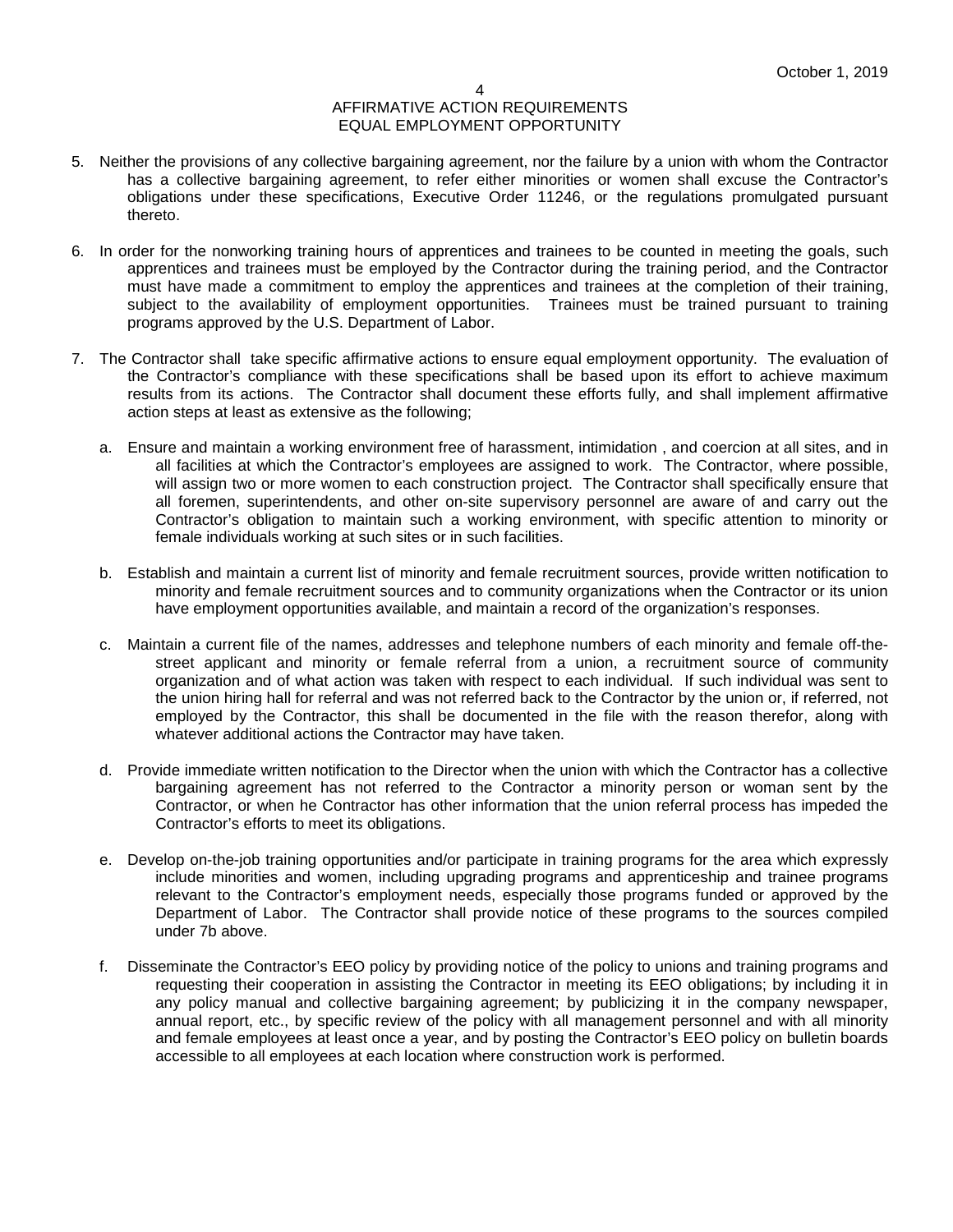AFFIRMATIVE ACTION REQUIREMENTS
EQUAL EMPLOYMENT OPPORTUNITY

5. Neither the provisions of any collective bargaining agreement, nor the failure by a union with whom the Contractor has a collective bargaining agreement, to refer either minorities or women shall excuse the Contractor's obligations under these specifications, Executive Order 11246, or the regulations promulgated pursuant thereto.

6. In order for the nonworking training hours of apprentices and trainees to be counted in meeting the goals, such apprentices and trainees must be employed by the Contractor during the training period, and the Contractor must have made a commitment to employ the apprentices and trainees at the completion of their training, subject to the availability of employment opportunities. Trainees must be trained pursuant to training programs approved by the U.S. Department of Labor.

7. The Contractor shall take specific affirmative actions to ensure equal employment opportunity. The evaluation of the Contractor's compliance with these specifications shall be based upon its effort to achieve maximum results from its actions. The Contractor shall document these efforts fully, and shall implement affirmative action steps at least as extensive as the following;

   a. Ensure and maintain a working environment free of harassment, intimidation , and coercion at all sites, and in all facilities at which the Contractor's employees are assigned to work. The Contractor, where possible, will assign two or more women to each construction project. The Contractor shall specifically ensure that all foremen, superintendents, and other on-site supervisory personnel are aware of and carry out the Contractor's obligation to maintain such a working environment, with specific attention to minority or female individuals working at such sites or in such facilities.

   b. Establish and maintain a current list of minority and female recruitment sources, provide written notification to minority and female recruitment sources and to community organizations when the Contractor or its union have employment opportunities available, and maintain a record of the organization's responses.

   c. Maintain a current file of the names, addresses and telephone numbers of each minority and female off-the-street applicant and minority or female referral from a union, a recruitment source of community organization and of what action was taken with respect to each individual. If such individual was sent to the union hiring hall for referral and was not referred back to the Contractor by the union or, if referred, not employed by the Contractor, this shall be documented in the file with the reason therefor, along with whatever additional actions the Contractor may have taken.

   d. Provide immediate written notification to the Director when the union with which the Contractor has a collective bargaining agreement has not referred to the Contractor a minority person or woman sent by the Contractor, or when he Contractor has other information that the union referral process has impeded the Contractor's efforts to meet its obligations.

   e. Develop on-the-job training opportunities and/or participate in training programs for the area which expressly include minorities and women, including upgrading programs and apprenticeship and trainee programs relevant to the Contractor's employment needs, especially those programs funded or approved by the Department of Labor. The Contractor shall provide notice of these programs to the sources compiled under 7b above.

   f. Disseminate the Contractor's EEO policy by providing notice of the policy to unions and training programs and requesting their cooperation in assisting the Contractor in meeting its EEO obligations; by including it in any policy manual and collective bargaining agreement; by publicizing it in the company newspaper, annual report, etc., by specific review of the policy with all management personnel and with all minority and female employees at least once a year, and by posting the Contractor's EEO policy on bulletin boards accessible to all employees at each location where construction work is performed.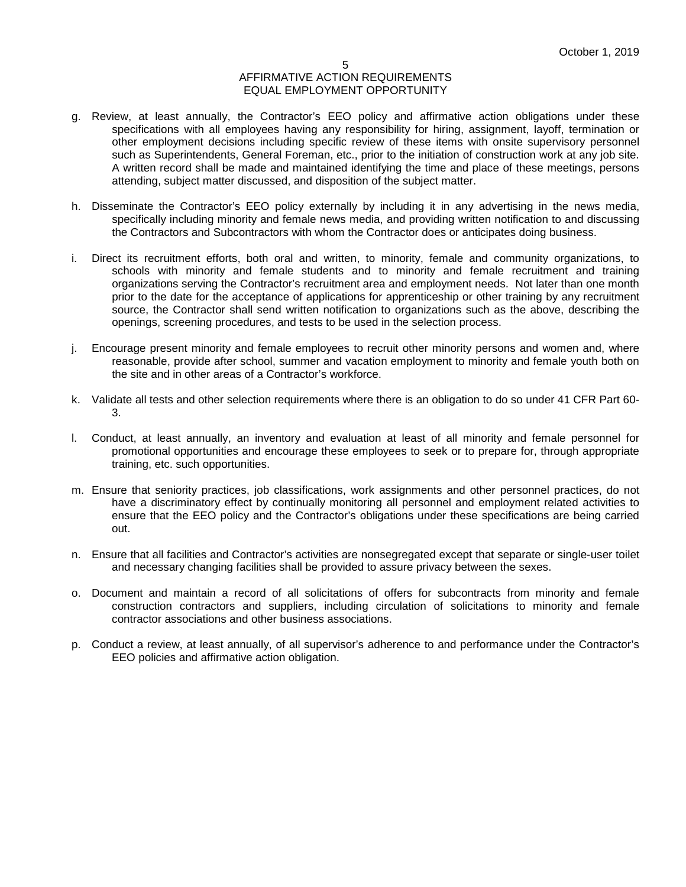g. Review, at least annually, the Contractor's EEO policy and affirmative action obligations under these specifications with all employees having any responsibility for hiring, assignment, layoff, termination or other employment decisions including specific review of these items with onsite supervisory personnel such as Superintendents, General Foreman, etc., prior to the initiation of construction work at any job site. A written record shall be made and maintained identifying the time and place of these meetings, persons attending, subject matter discussed, and disposition of the subject matter.

h. Disseminate the Contractor's EEO policy externally by including it in any advertising in the news media, specifically including minority and female news media, and providing written notification to and discussing the Contractors and Subcontractors with whom the Contractor does or anticipates doing business.

i. Direct its recruitment efforts, both oral and written, to minority, female and community organizations, to schools with minority and female students and to minority and female recruitment and training organizations serving the Contractor's recruitment area and employment needs. Not later than one month prior to the date for the acceptance of applications for apprenticeship or other training by any recruitment source, the Contractor shall send written notification to organizations such as the above, describing the openings, screening procedures, and tests to be used in the selection process.

j. Encourage present minority and female employees to recruit other minority persons and women and, where reasonable, provide after school, summer and vacation employment to minority and female youth both on the site and in other areas of a Contractor's workforce.

k. Validate all tests and other selection requirements where there is an obligation to do so under 41 CFR Part 60-3.

l. Conduct, at least annually, an inventory and evaluation at least of all minority and female personnel for promotional opportunities and encourage these employees to seek or to prepare for, through appropriate training, etc. such opportunities.

m. Ensure that seniority practices, job classifications, work assignments and other personnel practices, do not have a discriminatory effect by continually monitoring all personnel and employment related activities to ensure that the EEO policy and the Contractor's obligations under these specifications are being carried out.

n. Ensure that all facilities and Contractor's activities are nonsegregated except that separate or single-user toilet and necessary changing facilities shall be provided to assure privacy between the sexes.

o. Document and maintain a record of all solicitations of offers for subcontracts from minority and female construction contractors and suppliers, including circulation of solicitations to minority and female contractor associations and other business associations.

p. Conduct a review, at least annually, of all supervisor's adherence to and performance under the Contractor's EEO policies and affirmative action obligation.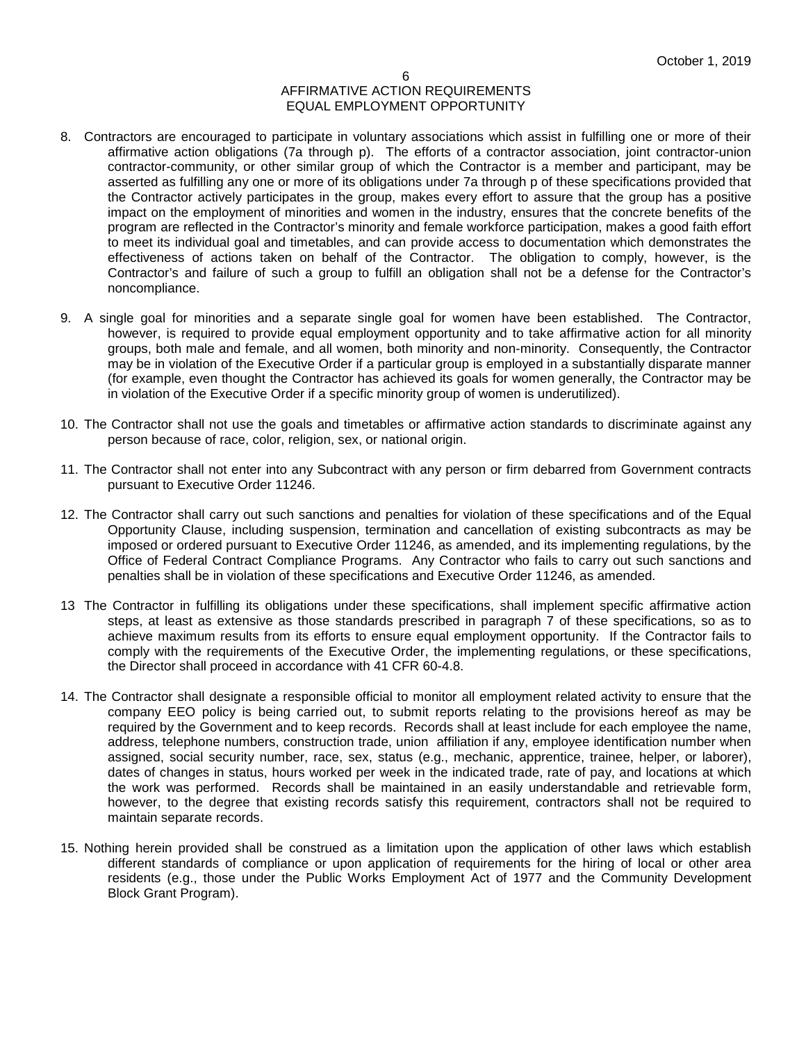AFFIRMATIVE ACTION REQUIREMENTS
EQUAL EMPLOYMENT OPPORTUNITY

8. Contractors are encouraged to participate in voluntary associations which assist in fulfilling one or more of their affirmative action obligations (7a through p). The efforts of a contractor association, joint contractor-union contractor-community, or other similar group of which the Contractor is a member and participant, may be asserted as fulfilling any one or more of its obligations under 7a through p of these specifications provided that the Contractor actively participates in the group, makes every effort to assure that the group has a positive impact on the employment of minorities and women in the industry, ensures that the concrete benefits of the program are reflected in the Contractor's minority and female workforce participation, makes a good faith effort to meet its individual goal and timetables, and can provide access to documentation which demonstrates the effectiveness of actions taken on behalf of the Contractor. The obligation to comply, however, is the Contractor's and failure of such a group to fulfill an obligation shall not be a defense for the Contractor's noncompliance.

9. A single goal for minorities and a separate single goal for women have been established. The Contractor, however, is required to provide equal employment opportunity and to take affirmative action for all minority groups, both male and female, and all women, both minority and non-minority. Consequently, the Contractor may be in violation of the Executive Order if a particular group is employed in a substantially disparate manner (for example, even thought the Contractor has achieved its goals for women generally, the Contractor may be in violation of the Executive Order if a specific minority group of women is underutilized).

10. The Contractor shall not use the goals and timetables or affirmative action standards to discriminate against any person because of race, color, religion, sex, or national origin.

11. The Contractor shall not enter into any Subcontract with any person or firm debarred from Government contracts pursuant to Executive Order 11246.

12. The Contractor shall carry out such sanctions and penalties for violation of these specifications and of the Equal Opportunity Clause, including suspension, termination and cancellation of existing subcontracts as may be imposed or ordered pursuant to Executive Order 11246, as amended, and its implementing regulations, by the Office of Federal Contract Compliance Programs. Any Contractor who fails to carry out such sanctions and penalties shall be in violation of these specifications and Executive Order 11246, as amended.

13. The Contractor in fulfilling its obligations under these specifications, shall implement specific affirmative action steps, at least as extensive as those standards prescribed in paragraph 7 of these specifications, so as to achieve maximum results from its efforts to ensure equal employment opportunity. If the Contractor fails to comply with the requirements of the Executive Order, the implementing regulations, or these specifications, the Director shall proceed in accordance with 41 CFR 60-4.8.

14. The Contractor shall designate a responsible official to monitor all employment related activity to ensure that the company EEO policy is being carried out, to submit reports relating to the provisions hereof as may be required by the Government and to keep records. Records shall at least include for each employee the name, address, telephone numbers, construction trade, union affiliation if any, employee identification number when assigned, social security number, race, sex, status (e.g., mechanic, apprentice, trainee, helper, or laborer), dates of changes in status, hours worked per week in the indicated trade, rate of pay, and locations at which the work was performed. Records shall be maintained in an easily understandable and retrievable form, however, to the degree that existing records satisfy this requirement, contractors shall not be required to maintain separate records.

15. Nothing herein provided shall be construed as a limitation upon the application of other laws which establish different standards of compliance or upon application of requirements for the hiring of local or other area residents (e.g., those under the Public Works Employment Act of 1977 and the Community Development Block Grant Program).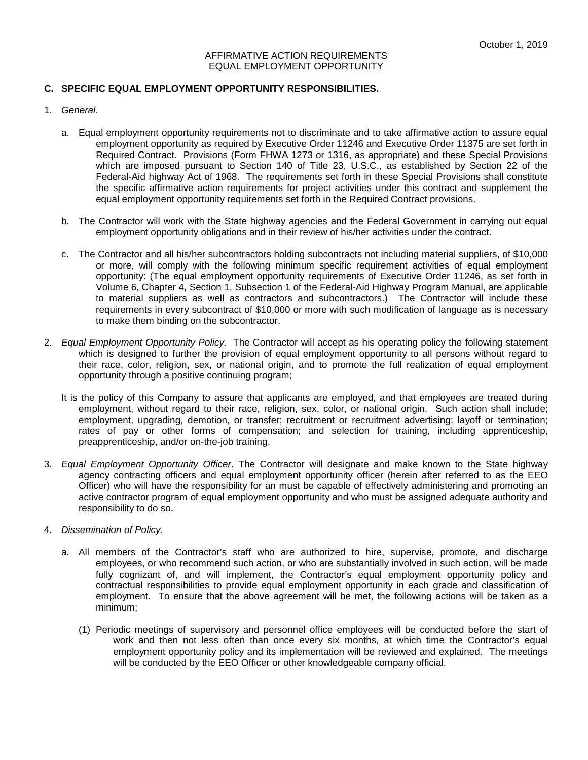October 1, 2019

AFFIRMATIVE ACTION REQUIREMENTS
EQUAL EMPLOYMENT OPPORTUNITY

**C. SPECIFIC EQUAL EMPLOYMENT OPPORTUNITY RESPONSIBILITIES.**

1. *General.*

   a. Equal employment opportunity requirements not to discriminate and to take affirmative action to assure equal employment opportunity as required by Executive Order 11246 and Executive Order 11375 are set forth in Required Contract. Provisions (Form FHWA 1273 or 1316, as appropriate) and these Special Provisions which are imposed pursuant to Section 140 of Title 23, U.S.C., as established by Section 22 of the Federal-Aid highway Act of 1968. The requirements set forth in these Special Provisions shall constitute the specific affirmative action requirements for project activities under this contract and supplement the equal employment opportunity requirements set forth in the Required Contract provisions.

   b. The Contractor will work with the State highway agencies and the Federal Government in carrying out equal employment opportunity obligations and in their review of his/her activities under the contract.

   c. The Contractor and all his/her subcontractors holding subcontracts not including material suppliers, of $10,000 or more, will comply with the following minimum specific requirement activities of equal employment opportunity: (The equal employment opportunity requirements of Executive Order 11246, as set forth in Volume 6, Chapter 4, Section 1, Subsection 1 of the Federal-Aid Highway Program Manual, are applicable to material suppliers as well as contractors and subcontractors.) The Contractor will include these requirements in every subcontract of $10,000 or more with such modification of language as is necessary to make them binding on the subcontractor.

2. *Equal Employment Opportunity Policy*. The Contractor will accept as his operating policy the following statement which is designed to further the provision of equal employment opportunity to all persons without regard to their race, color, religion, sex, or national origin, and to promote the full realization of equal employment opportunity through a positive continuing program;

   It is the policy of this Company to assure that applicants are employed, and that employees are treated during employment, without regard to their race, religion, sex, color, or national origin. Such action shall include; employment, upgrading, demotion, or transfer; recruitment or recruitment advertising; layoff or termination; rates of pay or other forms of compensation; and selection for training, including apprenticeship, preapprenticeship, and/or on-the-job training.

3. *Equal Employment Opportunity Officer*. The Contractor will designate and make known to the State highway agency contracting officers and equal employment opportunity officer (herein after referred to as the EEO Officer) who will have the responsibility for an must be capable of effectively administering and promoting an active contractor program of equal employment opportunity and who must be assigned adequate authority and responsibility to do so.

4. *Dissemination of Policy*.

   a. All members of the Contractor's staff who are authorized to hire, supervise, promote, and discharge employees, or who recommend such action, or who are substantially involved in such action, will be made fully cognizant of, and will implement, the Contractor's equal employment opportunity policy and contractual responsibilities to provide equal employment opportunity in each grade and classification of employment. To ensure that the above agreement will be met, the following actions will be taken as a minimum;

      (1) Periodic meetings of supervisory and personnel office employees will be conducted before the start of work and then not less often than once every six months, at which time the Contractor's equal employment opportunity policy and its implementation will be reviewed and explained. The meetings will be conducted by the EEO Officer or other knowledgeable company official.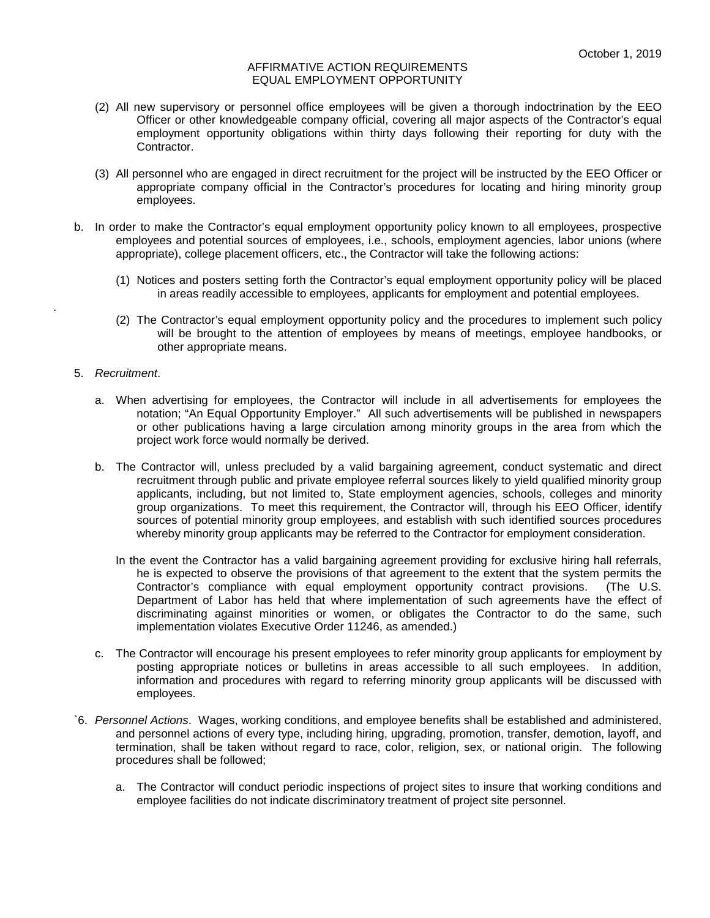October 1, 2019

AFFIRMATIVE ACTION REQUIREMENTS
EQUAL EMPLOYMENT OPPORTUNITY

(2) All new supervisory or personnel office employees will be given a thorough indoctrination by the EEO Officer or other knowledgeable company official, covering all major aspects of the Contractor's equal employment opportunity obligations within thirty days following their reporting for duty with the Contractor.

(3) All personnel who are engaged in direct recruitment for the project will be instructed by the EEO Officer or appropriate company official in the Contractor's procedures for locating and hiring minority group employees.

b. In order to make the Contractor's equal employment opportunity policy known to all employees, prospective employees and potential sources of employees, i.e., schools, employment agencies, labor unions (where appropriate), college placement officers, etc., the Contractor will take the following actions:

(1) Notices and posters setting forth the Contractor's equal employment opportunity policy will be placed in areas readily accessible to employees, applicants for employment and potential employees.

(2) The Contractor's equal employment opportunity policy and the procedures to implement such policy will be brought to the attention of employees by means of meetings, employee handbooks, or other appropriate means.

5. *Recruitment*.

a. When advertising for employees, the Contractor will include in all advertisements for employees the notation; "An Equal Opportunity Employer." All such advertisements will be published in newspapers or other publications having a large circulation among minority groups in the area from which the project work force would normally be derived.

b. The Contractor will, unless precluded by a valid bargaining agreement, conduct systematic and direct recruitment through public and private employee referral sources likely to yield qualified minority group applicants, including, but not limited to, State employment agencies, schools, colleges and minority group organizations. To meet this requirement, the Contractor will, through his EEO Officer, identify sources of potential minority group employees, and establish with such identified sources procedures whereby minority group applicants may be referred to the Contractor for employment consideration.

In the event the Contractor has a valid bargaining agreement providing for exclusive hiring hall referrals, he is expected to observe the provisions of that agreement to the extent that the system permits the Contractor's compliance with equal employment opportunity contract provisions. (The U.S. Department of Labor has held that where implementation of such agreements have the effect of discriminating against minorities or women, or obligates the Contractor to do the same, such implementation violates Executive Order 11246, as amended.)

c. The Contractor will encourage his present employees to refer minority group applicants for employment by posting appropriate notices or bulletins in areas accessible to all such employees. In addition, information and procedures with regard to referring minority group applicants will be discussed with employees.

`6. *Personnel Actions*. Wages, working conditions, and employee benefits shall be established and administered, and personnel actions of every type, including hiring, upgrading, promotion, transfer, demotion, layoff, and termination, shall be taken without regard to race, color, religion, sex, or national origin. The following procedures shall be followed;

a. The Contractor will conduct periodic inspections of project sites to insure that working conditions and employee facilities do not indicate discriminatory treatment of project site personnel.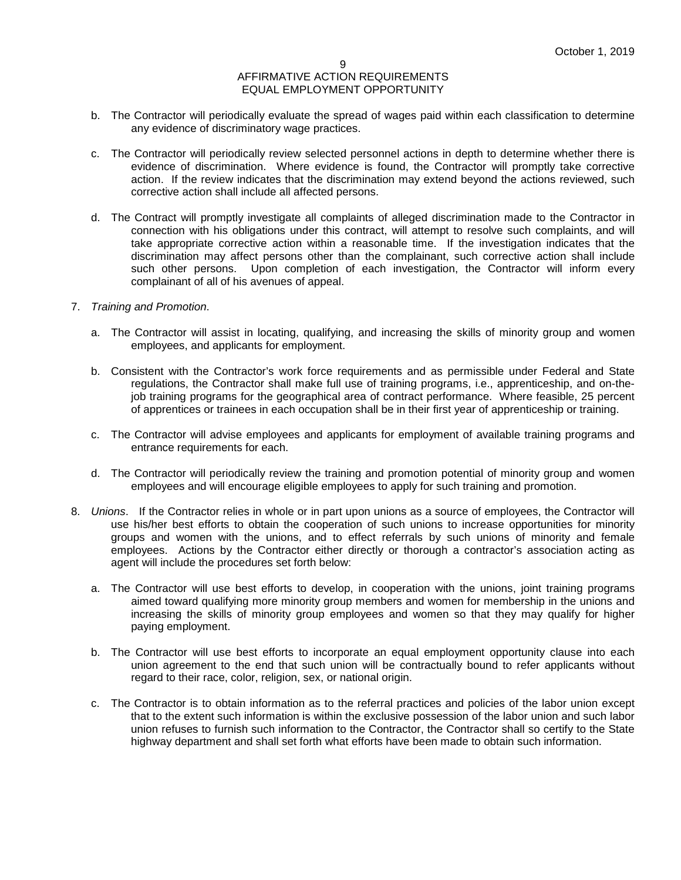b. The Contractor will periodically evaluate the spread of wages paid within each classification to determine any evidence of discriminatory wage practices.

c. The Contractor will periodically review selected personnel actions in depth to determine whether there is evidence of discrimination. Where evidence is found, the Contractor will promptly take corrective action. If the review indicates that the discrimination may extend beyond the actions reviewed, such corrective action shall include all affected persons.

d. The Contract will promptly investigate all complaints of alleged discrimination made to the Contractor in connection with his obligations under this contract, will attempt to resolve such complaints, and will take appropriate corrective action within a reasonable time. If the investigation indicates that the discrimination may affect persons other than the complainant, such corrective action shall include such other persons. Upon completion of each investigation, the Contractor will inform every complainant of all of his avenues of appeal.

7. *Training and Promotion*.

   a. The Contractor will assist in locating, qualifying, and increasing the skills of minority group and women employees, and applicants for employment.

   b. Consistent with the Contractor's work force requirements and as permissible under Federal and State regulations, the Contractor shall make full use of training programs, i.e., apprenticeship, and on-the-job training programs for the geographical area of contract performance. Where feasible, 25 percent of apprentices or trainees in each occupation shall be in their first year of apprenticeship or training.

   c. The Contractor will advise employees and applicants for employment of available training programs and entrance requirements for each.

   d. The Contractor will periodically review the training and promotion potential of minority group and women employees and will encourage eligible employees to apply for such training and promotion.

8. *Unions*. If the Contractor relies in whole or in part upon unions as a source of employees, the Contractor will use his/her best efforts to obtain the cooperation of such unions to increase opportunities for minority groups and women with the unions, and to effect referrals by such unions of minority and female employees. Actions by the Contractor either directly or thorough a contractor's association acting as agent will include the procedures set forth below:

   a. The Contractor will use best efforts to develop, in cooperation with the unions, joint training programs aimed toward qualifying more minority group members and women for membership in the unions and increasing the skills of minority group employees and women so that they may qualify for higher paying employment.

   b. The Contractor will use best efforts to incorporate an equal employment opportunity clause into each union agreement to the end that such union will be contractually bound to refer applicants without regard to their race, color, religion, sex, or national origin.

   c. The Contractor is to obtain information as to the referral practices and policies of the labor union except that to the extent such information is within the exclusive possession of the labor union and such labor union refuses to furnish such information to the Contractor, the Contractor shall so certify to the State highway department and shall set forth what efforts have been made to obtain such information.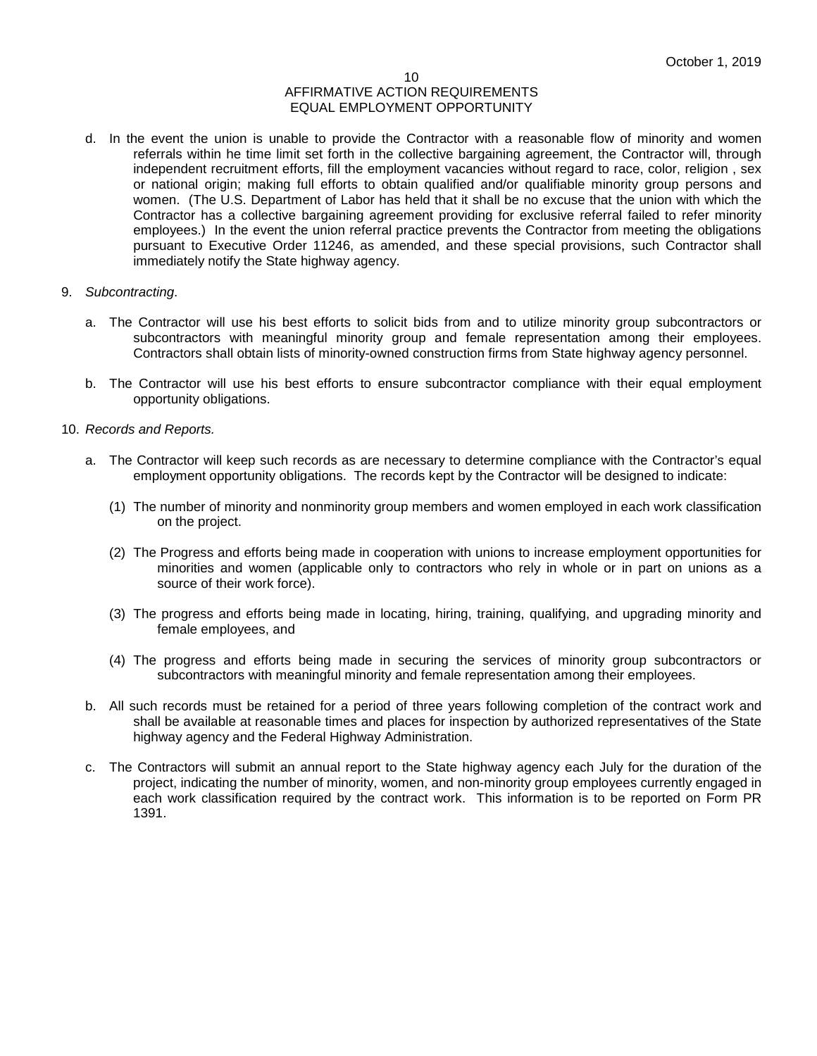d. In the event the union is unable to provide the Contractor with a reasonable flow of minority and women referrals within he time limit set forth in the collective bargaining agreement, the Contractor will, through independent recruitment efforts, fill the employment vacancies without regard to race, color, religion , sex or national origin; making full efforts to obtain qualified and/or qualifiable minority group persons and women. (The U.S. Department of Labor has held that it shall be no excuse that the union with which the Contractor has a collective bargaining agreement providing for exclusive referral failed to refer minority employees.) In the event the union referral practice prevents the Contractor from meeting the obligations pursuant to Executive Order 11246, as amended, and these special provisions, such Contractor shall immediately notify the State highway agency.

9. *Subcontracting*.

   a. The Contractor will use his best efforts to solicit bids from and to utilize minority group subcontractors or subcontractors with meaningful minority group and female representation among their employees. Contractors shall obtain lists of minority-owned construction firms from State highway agency personnel.

   b. The Contractor will use his best efforts to ensure subcontractor compliance with their equal employment opportunity obligations.

10. *Records and Reports.*

    a. The Contractor will keep such records as are necessary to determine compliance with the Contractor's equal employment opportunity obligations. The records kept by the Contractor will be designed to indicate:

       (1) The number of minority and nonminority group members and women employed in each work classification on the project.

       (2) The Progress and efforts being made in cooperation with unions to increase employment opportunities for minorities and women (applicable only to contractors who rely in whole or in part on unions as a source of their work force).

       (3) The progress and efforts being made in locating, hiring, training, qualifying, and upgrading minority and female employees, and

       (4) The progress and efforts being made in securing the services of minority group subcontractors or subcontractors with meaningful minority and female representation among their employees.

    b. All such records must be retained for a period of three years following completion of the contract work and shall be available at reasonable times and places for inspection by authorized representatives of the State highway agency and the Federal Highway Administration.

    c. The Contractors will submit an annual report to the State highway agency each July for the duration of the project, indicating the number of minority, women, and non-minority group employees currently engaged in each work classification required by the contract work. This information is to be reported on Form PR 1391.